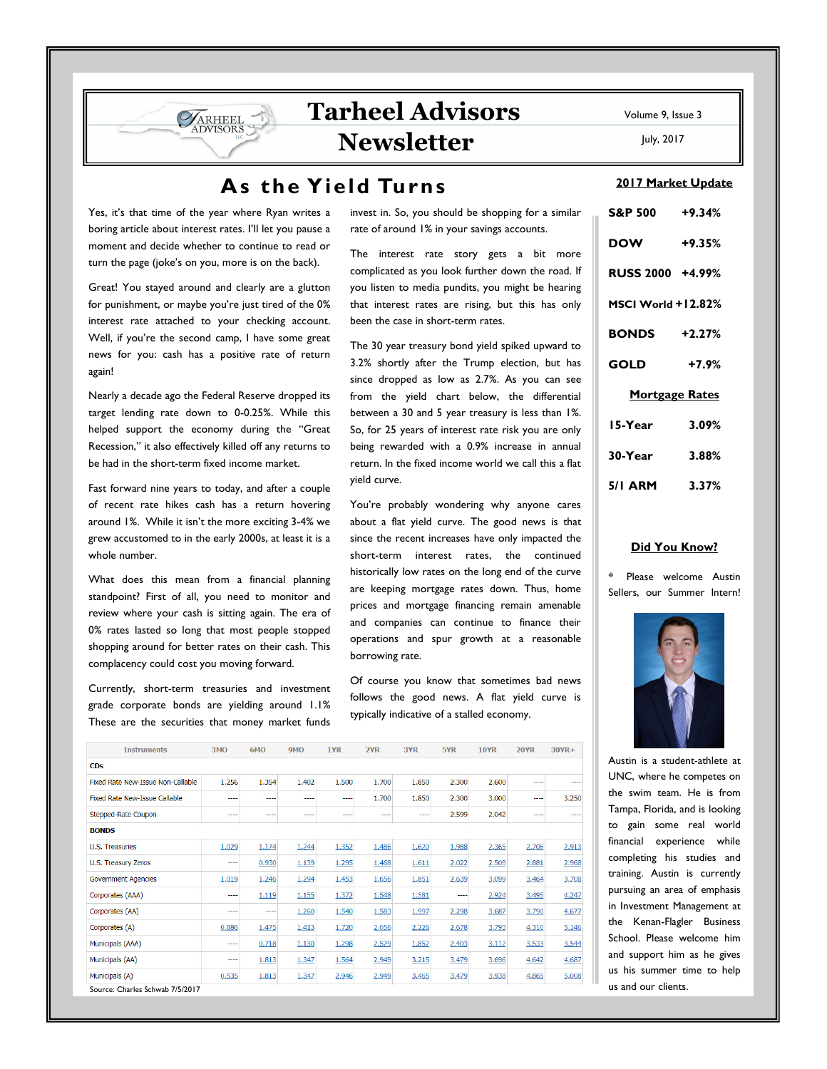# Tarheel Advisors Newsletter

Volume 9, Issue 3

July, 2017

## As the Yield Turns

Yes, it's that time of the year where Ryan writes a boring article about interest rates. I'll let you pause a moment and decide whether to continue to read or turn the page (joke's on you, more is on the back).

Great! You stayed around and clearly are a glutton for punishment, or maybe you're just tired of the 0% interest rate attached to your checking account. Well, if you're the second camp, I have some great news for you: cash has a positive rate of return again!

Nearly a decade ago the Federal Reserve dropped its target lending rate down to 0-0.25%. While this helped support the economy during the "Great Recession," it also effectively killed off any returns to be had in the short-term fixed income market.

Fast forward nine years to today, and after a couple of recent rate hikes cash has a return hovering around 1%. While it isn't the more exciting 3-4% we grew accustomed to in the early 2000s, at least it is a whole number.

What does this mean from a financial planning standpoint? First of all, you need to monitor and review where your cash is sitting again. The era of 0% rates lasted so long that most people stopped shopping around for better rates on their cash. This complacency could cost you moving forward.

Currently, short-term treasuries and investment grade corporate bonds are yielding around 1.1% These are the securities that money market funds invest in. So, you should be shopping for a similar rate of around 1% in your savings accounts.

The interest rate story gets a bit more complicated as you look further down the road. If you listen to media pundits, you might be hearing that interest rates are rising, but this has only been the case in short-term rates.

The 30 year treasury bond yield spiked upward to 3.2% shortly after the Trump election, but has since dropped as low as 2.7%. As you can see from the yield chart below, the differential between a 30 and 5 year treasury is less than 1%. So, for 25 years of interest rate risk you are only being rewarded with a 0.9% increase in annual return. In the fixed income world we call this a flat yield curve.

You're probably wondering why anyone cares about a flat yield curve. The good news is that since the recent increases have only impacted the short-term interest rates, the continued historically low rates on the long end of the curve are keeping mortgage rates down. Thus, home prices and mortgage financing remain amenable and companies can continue to finance their operations and spur growth at a reasonable borrowing rate.

Of course you know that sometimes bad news follows the good news. A flat yield curve is typically indicative of a stalled economy.

| Instruments | 3MO | 6MO | 9MO | 1YR | 2YR | 3YR | 5YR | 10YR | 20YR | 30YR+ |
|---|---|---|---|---|---|---|---|---|---|---|
| **CDs** | | | | | | | | | | |
| Fixed Rate New-Issue Non-Callable | 1.256 | 1.354 | 1.402 | 1.500 | 1.700 | 1.850 | 2.300 | 2.600 | ---- | ---- |
| Fixed Rate New-Issue Callable | ---- | ---- | ---- | ---- | 1.700 | 1.850 | 2.300 | 3.000 | ---- | 3.250 |
| Stepped-Rate Coupon | ---- | ---- | ---- | ---- | ---- | ---- | 2.599 | 2.042 | ---- | ---- |
| **BONDS** | | | | | | | | | | |
| U.S. Treasuries | 1.029 | 1.174 | 1.244 | 1.352 | 1.486 | 1.620 | 1.988 | 2.365 | 2.706 | 2.913 |
| U.S. Treasury Zeros | ---- | 0.930 | 1.139 | 1.295 | 1.468 | 1.611 | 2.022 | 2.509 | 2.881 | 2.968 |
| Government Agencies | 1.019 | 1.246 | 1.294 | 1.453 | 1.656 | 1.851 | 2.639 | 3.099 | 3.464 | 3.708 |
| Corporates (AAA) | ---- | 1.119 | 1.155 | 1.372 | 1.548 | 1.581 | ---- | 2.924 | 3.495 | 4.247 |
| Corporates (AA) | ---- | ---- | 1.260 | 1.540 | 1.583 | 1.997 | 2.298 | 3.687 | 3.790 | 4.677 |
| Corporates (A) | 0.886 | 1.475 | 1.413 | 1.720 | 2.056 | 2.226 | 2.678 | 3.793 | 4.310 | 5.146 |
| Municipals (AAA) | ---- | 0.718 | 1.130 | 1.298 | 2.529 | 1.852 | 2.403 | 3.112 | 3.533 | 3.544 |
| Municipals (AA) | ---- | 1.813 | 1.347 | 1.564 | 2.949 | 3.215 | 3.479 | 3.696 | 4.642 | 4.687 |
| Municipals (A) | 0.535 | 1.813 | 1.347 | 2.946 | 2.949 | 3.465 | 3.479 | 3.938 | 4.865 | 5.008 |

Source: Charles Schwab 7/5/2017

### 2017 Market Update

| | |
|---|---|
| **S&P 500** | **+9.34%** |
| **DOW** | **+9.35%** |
| **RUSS 2000** | **+4.99%** |
| **MSCI World** | **+12.82%** |
| **BONDS** | **+2.27%** |
| **GOLD** | **+7.9%** |

### Mortgage Rates

| | |
|---|---|
| **15-Year** | **3.09%** |
| **30-Year** | **3.88%** |
| **5/1 ARM** | **3.37%** |

### Did You Know?

* Please welcome Austin Sellers, our Summer Intern!

Austin is a student-athlete at UNC, where he competes on the swim team. He is from Tampa, Florida, and is looking to gain some real world financial experience while completing his studies and training. Austin is currently pursuing an area of emphasis in Investment Management at the Kenan-Flagler Business School. Please welcome him and support him as he gives us his summer time to help us and our clients.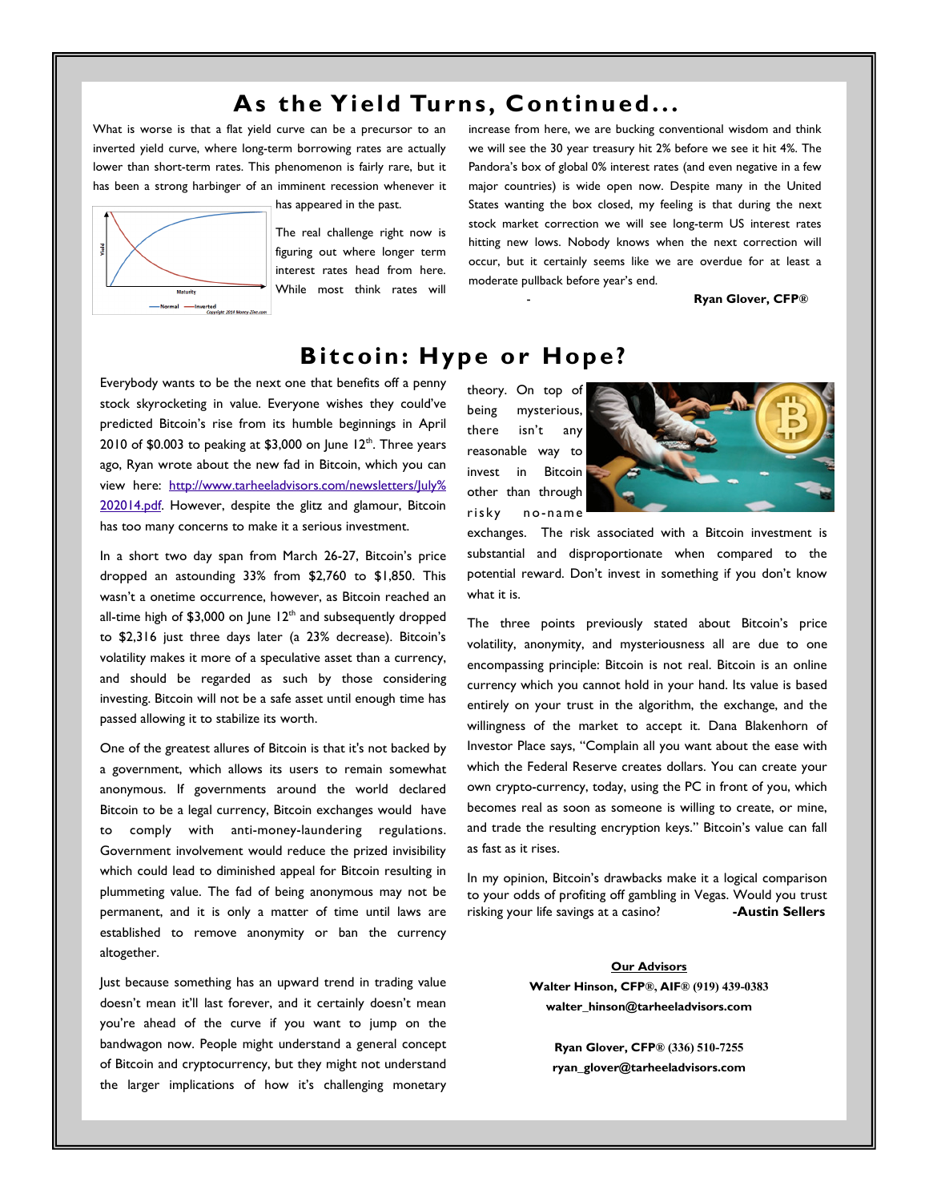## As the Yield Turns, Continued...

What is worse is that a flat yield curve can be a precursor to an inverted yield curve, where long-term borrowing rates are actually lower than short-term rates. This phenomenon is fairly rare, but it has been a strong harbinger of an imminent recession whenever it has appeared in the past.

Yield
Maturity
Normal Inverted
Copyright 2014 Money-Zine.com

The real challenge right now is figuring out where longer term interest rates head from here. While most think rates will increase from here, we are bucking conventional wisdom and think we will see the 30 year treasury hit 2% before we see it hit 4%. The Pandora's box of global 0% interest rates (and even negative in a few major countries) is wide open now. Despite many in the United States wanting the box closed, my feeling is that during the next stock market correction we will see long-term US interest rates hitting new lows. Nobody knows when the next correction will occur, but it certainly seems like we are overdue for at least a moderate pullback before year's end.

- **Ryan Glover, CFP®**

## Bitcoin: Hype or Hope?

Everybody wants to be the next one that benefits off a penny stock skyrocketing in value. Everyone wishes they could've predicted Bitcoin's rise from its humble beginnings in April 2010 of $0.003 to peaking at $3,000 on June 12th. Three years ago, Ryan wrote about the new fad in Bitcoin, which you can view here: [http://www.tarheeladvisors.com/newsletters/July%202014.pdf](http://www.tarheeladvisors.com/newsletters/July%202014.pdf). However, despite the glitz and glamour, Bitcoin has too many concerns to make it a serious investment.

In a short two day span from March 26-27, Bitcoin's price dropped an astounding 33% from $2,760 to $1,850. This wasn't a onetime occurrence, however, as Bitcoin reached an all-time high of $3,000 on June 12th and subsequently dropped to $2,316 just three days later (a 23% decrease). Bitcoin's volatility makes it more of a speculative asset than a currency, and should be regarded as such by those considering investing. Bitcoin will not be a safe asset until enough time has passed allowing it to stabilize its worth.

One of the greatest allures of Bitcoin is that it's not backed by a government, which allows its users to remain somewhat anonymous. If governments around the world declared Bitcoin to be a legal currency, Bitcoin exchanges would have to comply with anti-money-laundering regulations. Government involvement would reduce the prized invisibility which could lead to diminished appeal for Bitcoin resulting in plummeting value. The fad of being anonymous may not be permanent, and it is only a matter of time until laws are established to remove anonymity or ban the currency altogether.

Just because something has an upward trend in trading value doesn't mean it'll last forever, and it certainly doesn't mean you're ahead of the curve if you want to jump on the bandwagon now. People might understand a general concept of Bitcoin and cryptocurrency, but they might not understand the larger implications of how it's challenging monetary theory. On top of being mysterious, there isn't any reasonable way to invest in Bitcoin other than through risky no-name exchanges. The risk associated with a Bitcoin investment is substantial and disproportionate when compared to the potential reward. Don't invest in something if you don't know what it is.

The three points previously stated about Bitcoin's price volatility, anonymity, and mysteriousness all are due to one encompassing principle: Bitcoin is not real. Bitcoin is an online currency which you cannot hold in your hand. Its value is based entirely on your trust in the algorithm, the exchange, and the willingness of the market to accept it. Dana Blakenhorn of Investor Place says, "Complain all you want about the ease with which the Federal Reserve creates dollars. You can create your own crypto-currency, today, using the PC in front of you, which becomes real as soon as someone is willing to create, or mine, and trade the resulting encryption keys." Bitcoin's value can fall as fast as it rises.

In my opinion, Bitcoin's drawbacks make it a logical comparison to your odds of profiting off gambling in Vegas. Would you trust risking your life savings at a casino? **-Austin Sellers**

**Our Advisors**

**Walter Hinson, CFP®, AIF® (919) 439-0383**
**walter_hinson@tarheeladvisors.com**

**Ryan Glover, CFP® (336) 510-7255**
**ryan_glover@tarheeladvisors.com**